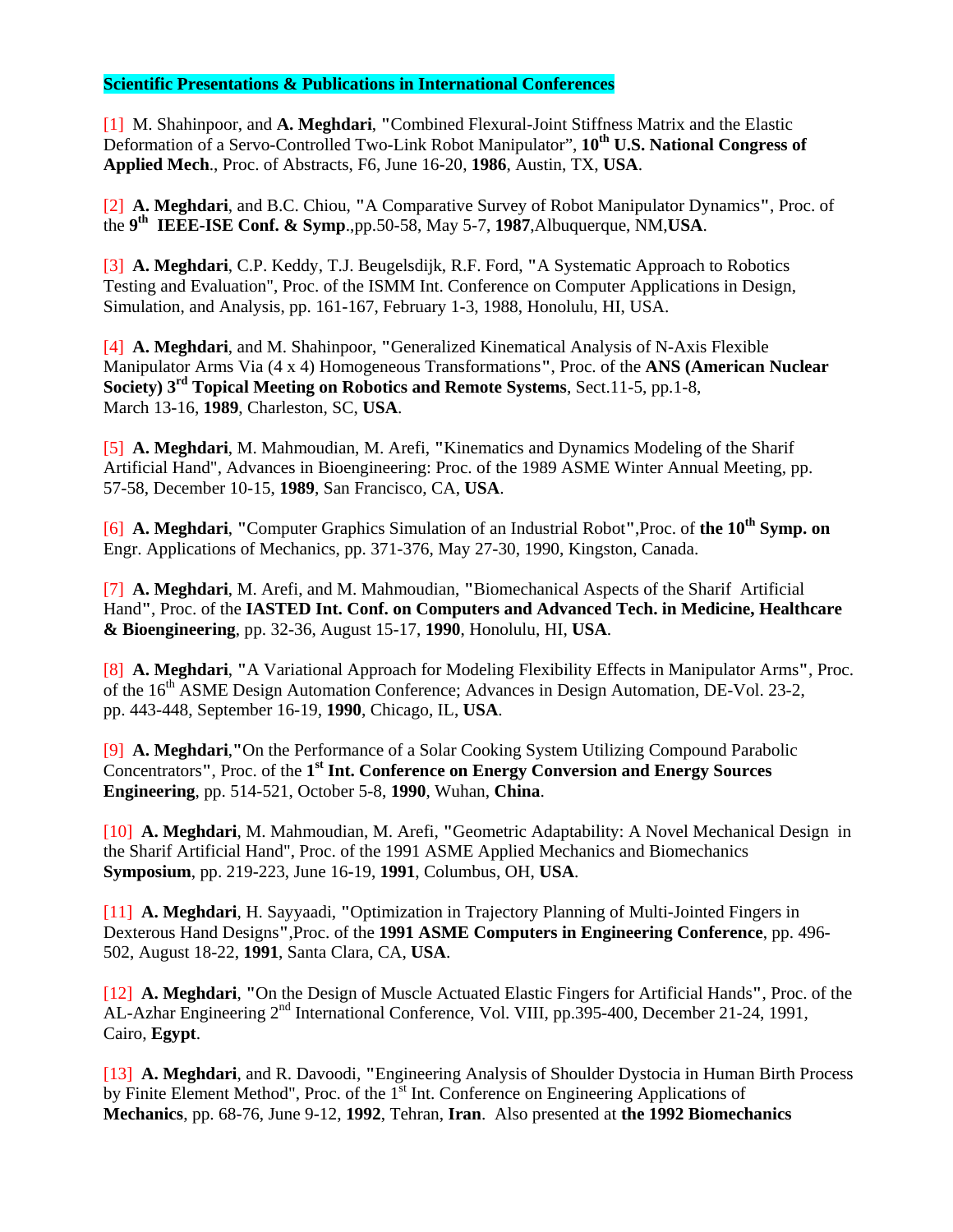**Scientific Presentations & Publications in International Conferences**

[1] M. Shahinpoor, and **A. Meghdari**, "Combined Flexural-Joint Stiffness Matrix and the Elastic Deformation of a Servo-Controlled Two-Link Robot Manipulator", **10th U.S. National Congress of Applied Mech**., Proc. of Abstracts, F6, June 16-20, **1986**, Austin, TX, **USA**.

[2] **A. Meghdari**, and B.C. Chiou, "A Comparative Survey of Robot Manipulator Dynamics", Proc. of the **9th IEEE-ISE Conf. & Symp**.,pp.50-58, May 5-7, **1987**,Albuquerque, NM,**USA**.

[3] **A. Meghdari**, C.P. Keddy, T.J. Beugelsdijk, R.F. Ford, "A Systematic Approach to Robotics Testing and Evaluation", Proc. of the ISMM Int. Conference on Computer Applications in Design, Simulation, and Analysis, pp. 161-167, February 1-3, 1988, Honolulu, HI, USA.

[4] **A. Meghdari**, and M. Shahinpoor, "Generalized Kinematical Analysis of N-Axis Flexible Manipulator Arms Via (4 x 4) Homogeneous Transformations", Proc. of the **ANS (American Nuclear Society) 3rd Topical Meeting on Robotics and Remote Systems**, Sect.11-5, pp.1-8, March 13-16, **1989**, Charleston, SC, **USA**.

[5] **A. Meghdari**, M. Mahmoudian, M. Arefi, "Kinematics and Dynamics Modeling of the Sharif Artificial Hand", Advances in Bioengineering: Proc. of the 1989 ASME Winter Annual Meeting, pp. 57-58, December 10-15, **1989**, San Francisco, CA, **USA**.

[6] **A. Meghdari**, "Computer Graphics Simulation of an Industrial Robot",Proc. of **the 10th Symp. on** Engr. Applications of Mechanics, pp. 371-376, May 27-30, 1990, Kingston, Canada.

[7] **A. Meghdari**, M. Arefi, and M. Mahmoudian, "Biomechanical Aspects of the Sharif Artificial Hand", Proc. of the **IASTED Int. Conf. on Computers and Advanced Tech. in Medicine, Healthcare & Bioengineering**, pp. 32-36, August 15-17, **1990**, Honolulu, HI, **USA**.

[8] **A. Meghdari**, "A Variational Approach for Modeling Flexibility Effects in Manipulator Arms", Proc. of the 16th ASME Design Automation Conference; Advances in Design Automation, DE-Vol. 23-2, pp. 443-448, September 16-19, **1990**, Chicago, IL, **USA**.

[9] **A. Meghdari**,"On the Performance of a Solar Cooking System Utilizing Compound Parabolic Concentrators", Proc. of the **1st Int. Conference on Energy Conversion and Energy Sources Engineering**, pp. 514-521, October 5-8, **1990**, Wuhan, **China**.

[10] **A. Meghdari**, M. Mahmoudian, M. Arefi, "Geometric Adaptability: A Novel Mechanical Design in the Sharif Artificial Hand", Proc. of the 1991 ASME Applied Mechanics and Biomechanics **Symposium**, pp. 219-223, June 16-19, **1991**, Columbus, OH, **USA**.

[11] **A. Meghdari**, H. Sayyaadi, "Optimization in Trajectory Planning of Multi-Jointed Fingers in Dexterous Hand Designs",Proc. of the **1991 ASME Computers in Engineering Conference**, pp. 496-502, August 18-22, **1991**, Santa Clara, CA, **USA**.

[12] **A. Meghdari**, "On the Design of Muscle Actuated Elastic Fingers for Artificial Hands", Proc. of the AL-Azhar Engineering 2nd International Conference, Vol. VIII, pp.395-400, December 21-24, 1991, Cairo, **Egypt**.

[13] **A. Meghdari**, and R. Davoodi, "Engineering Analysis of Shoulder Dystocia in Human Birth Process by Finite Element Method", Proc. of the 1st Int. Conference on Engineering Applications of **Mechanics**, pp. 68-76, June 9-12, **1992**, Tehran, **Iran**. Also presented at **the 1992 Biomechanics**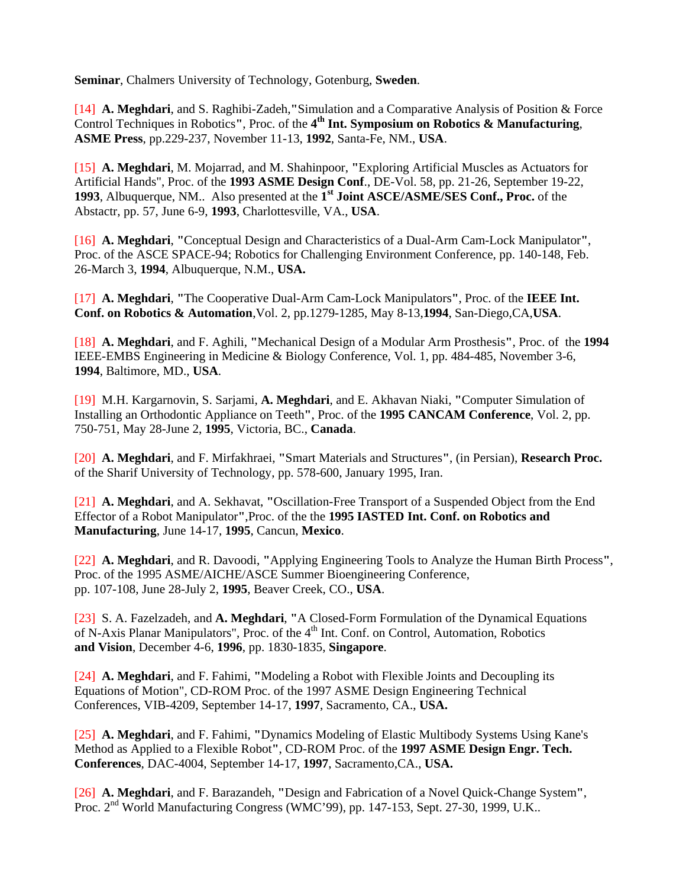**Seminar**, Chalmers University of Technology, Gotenburg, **Sweden**.

[14] **A. Meghdari**, and S. Raghibi-Zadeh,**"**Simulation and a Comparative Analysis of Position & Force Control Techniques in Robotics**"**, Proc. of the **4th Int. Symposium on Robotics & Manufacturing**, **ASME Press**, pp.229-237, November 11-13, **1992**, Santa-Fe, NM., **USA**.

[15] **A. Meghdari**, M. Mojarrad, and M. Shahinpoor, **"**Exploring Artificial Muscles as Actuators for Artificial Hands", Proc. of the **1993 ASME Design Conf**., DE-Vol. 58, pp. 21-26, September 19-22, **1993**, Albuquerque, NM.. Also presented at the **1st Joint ASCE/ASME/SES Conf., Proc.** of the Abstactr, pp. 57, June 6-9, **1993**, Charlottesville, VA., **USA**.

[16] **A. Meghdari**, **"**Conceptual Design and Characteristics of a Dual-Arm Cam-Lock Manipulator**"**, Proc. of the ASCE SPACE-94; Robotics for Challenging Environment Conference, pp. 140-148, Feb. 26-March 3, **1994**, Albuquerque, N.M., **USA.**

[17] **A. Meghdari**, **"**The Cooperative Dual-Arm Cam-Lock Manipulators**"**, Proc. of the **IEEE Int. Conf. on Robotics & Automation**,Vol. 2, pp.1279-1285, May 8-13,**1994**, San-Diego,CA,**USA**.

[18] **A. Meghdari**, and F. Aghili, **"**Mechanical Design of a Modular Arm Prosthesis**"**, Proc. of the **1994** IEEE-EMBS Engineering in Medicine & Biology Conference, Vol. 1, pp. 484-485, November 3-6, **1994**, Baltimore, MD., **USA**.

[19] M.H. Kargarnovin, S. Sarjami, **A. Meghdari**, and E. Akhavan Niaki, **"**Computer Simulation of Installing an Orthodontic Appliance on Teeth**"**, Proc. of the **1995 CANCAM Conference**, Vol. 2, pp. 750-751, May 28-June 2, **1995**, Victoria, BC., **Canada**.

[20] **A. Meghdari**, and F. Mirfakhraei, **"**Smart Materials and Structures**"**, (in Persian), **Research Proc.** of the Sharif University of Technology, pp. 578-600, January 1995, Iran.

[21] **A. Meghdari**, and A. Sekhavat, **"**Oscillation-Free Transport of a Suspended Object from the End Effector of a Robot Manipulator**"**,Proc. of the the **1995 IASTED Int. Conf. on Robotics and Manufacturing**, June 14-17, **1995**, Cancun, **Mexico**.

[22] **A. Meghdari**, and R. Davoodi, **"**Applying Engineering Tools to Analyze the Human Birth Process**"**, Proc. of the 1995 ASME/AICHE/ASCE Summer Bioengineering Conference, pp. 107-108, June 28-July 2, **1995**, Beaver Creek, CO., **USA**.

[23] S. A. Fazelzadeh, and **A. Meghdari**, **"**A Closed-Form Formulation of the Dynamical Equations of N-Axis Planar Manipulators", Proc. of the 4th Int. Conf. on Control, Automation, Robotics **and Vision**, December 4-6, **1996**, pp. 1830-1835, **Singapore**.

[24] **A. Meghdari**, and F. Fahimi, **"**Modeling a Robot with Flexible Joints and Decoupling its Equations of Motion", CD-ROM Proc. of the 1997 ASME Design Engineering Technical Conferences, VIB-4209, September 14-17, **1997**, Sacramento, CA., **USA.**

[25] **A. Meghdari**, and F. Fahimi, **"**Dynamics Modeling of Elastic Multibody Systems Using Kane's Method as Applied to a Flexible Robot**"**, CD-ROM Proc. of the **1997 ASME Design Engr. Tech. Conferences**, DAC-4004, September 14-17, **1997**, Sacramento,CA., **USA.**

[26] **A. Meghdari**, and F. Barazandeh, **"**Design and Fabrication of a Novel Quick-Change System**"**, Proc. 2nd World Manufacturing Congress (WMC'99), pp. 147-153, Sept. 27-30, 1999, U.K..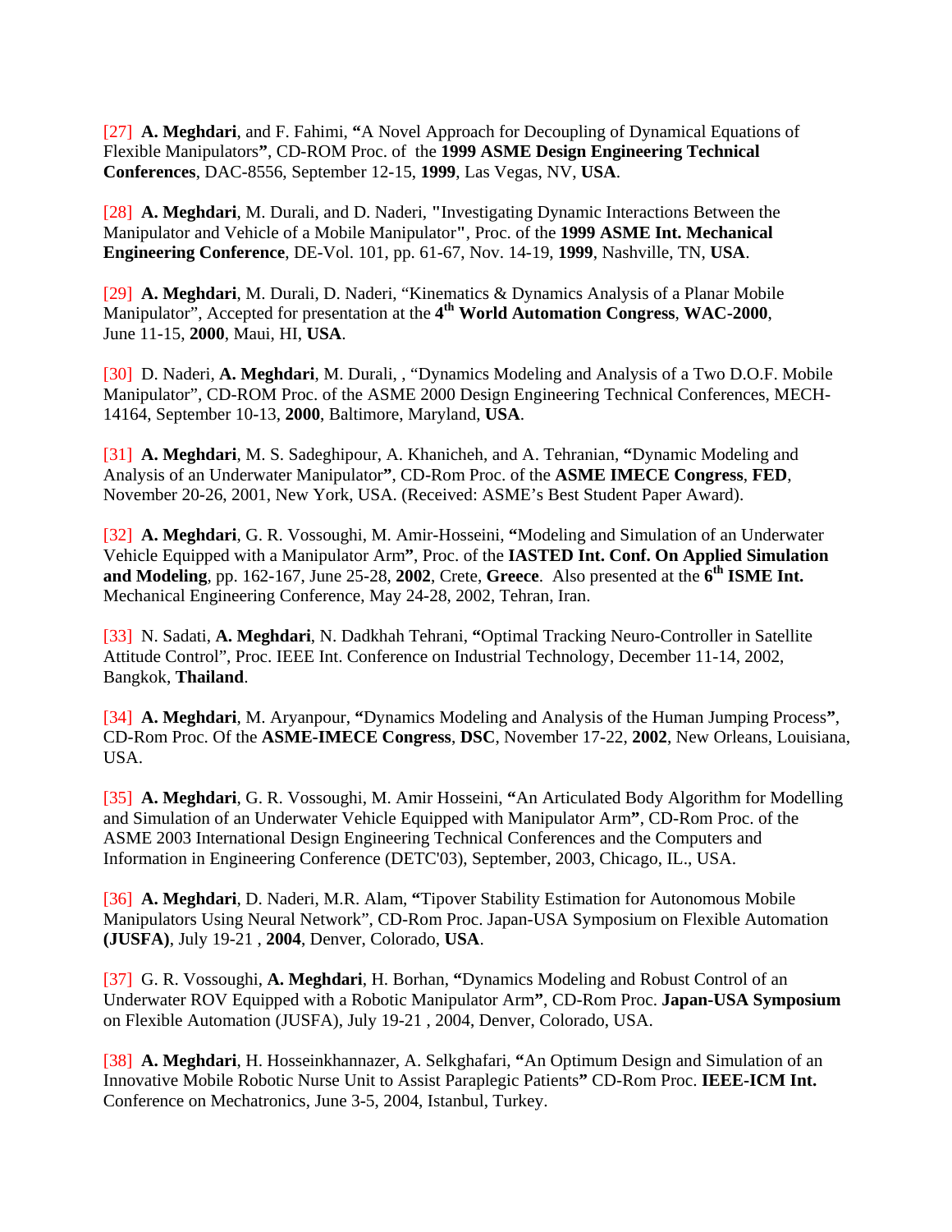[27] **A. Meghdari**, and F. Fahimi, **"**A Novel Approach for Decoupling of Dynamical Equations of Flexible Manipulators**"**, CD-ROM Proc. of the **1999 ASME Design Engineering Technical Conferences**, DAC-8556, September 12-15, **1999**, Las Vegas, NV, **USA**.

[28] **A. Meghdari**, M. Durali, and D. Naderi, **"**Investigating Dynamic Interactions Between the Manipulator and Vehicle of a Mobile Manipulator**"**, Proc. of the **1999 ASME Int. Mechanical Engineering Conference**, DE-Vol. 101, pp. 61-67, Nov. 14-19, **1999**, Nashville, TN, **USA**.

[29] **A. Meghdari**, M. Durali, D. Naderi, "Kinematics & Dynamics Analysis of a Planar Mobile Manipulator", Accepted for presentation at the **4th World Automation Congress**, **WAC-2000**, June 11-15, **2000**, Maui, HI, **USA**.

[30] D. Naderi, **A. Meghdari**, M. Durali, , "Dynamics Modeling and Analysis of a Two D.O.F. Mobile Manipulator", CD-ROM Proc. of the ASME 2000 Design Engineering Technical Conferences, MECH-14164, September 10-13, **2000**, Baltimore, Maryland, **USA**.

[31] **A. Meghdari**, M. S. Sadeghipour, A. Khanicheh, and A. Tehranian, **"**Dynamic Modeling and Analysis of an Underwater Manipulator**"**, CD-Rom Proc. of the **ASME IMECE Congress**, **FED**, November 20-26, 2001, New York, USA. (Received: ASME's Best Student Paper Award).

[32] **A. Meghdari**, G. R. Vossoughi, M. Amir-Hosseini, **"**Modeling and Simulation of an Underwater Vehicle Equipped with a Manipulator Arm**"**, Proc. of the **IASTED Int. Conf. On Applied Simulation and Modeling**, pp. 162-167, June 25-28, **2002**, Crete, **Greece**. Also presented at the **6th ISME Int.** Mechanical Engineering Conference, May 24-28, 2002, Tehran, Iran.

[33] N. Sadati, **A. Meghdari**, N. Dadkhah Tehrani, **"**Optimal Tracking Neuro-Controller in Satellite Attitude Control", Proc. IEEE Int. Conference on Industrial Technology, December 11-14, 2002, Bangkok, **Thailand**.

[34] **A. Meghdari**, M. Aryanpour, **"**Dynamics Modeling and Analysis of the Human Jumping Process**"**, CD-Rom Proc. Of the **ASME-IMECE Congress**, **DSC**, November 17-22, **2002**, New Orleans, Louisiana, USA.

[35] **A. Meghdari**, G. R. Vossoughi, M. Amir Hosseini, **"**An Articulated Body Algorithm for Modelling and Simulation of an Underwater Vehicle Equipped with Manipulator Arm**"**, CD-Rom Proc. of the ASME 2003 International Design Engineering Technical Conferences and the Computers and Information in Engineering Conference (DETC'03), September, 2003, Chicago, IL., USA.

[36] **A. Meghdari**, D. Naderi, M.R. Alam, **"**Tipover Stability Estimation for Autonomous Mobile Manipulators Using Neural Network", CD-Rom Proc. Japan-USA Symposium on Flexible Automation **(JUSFA)**, July 19-21 , **2004**, Denver, Colorado, **USA**.

[37] G. R. Vossoughi, **A. Meghdari**, H. Borhan, **"**Dynamics Modeling and Robust Control of an Underwater ROV Equipped with a Robotic Manipulator Arm**"**, CD-Rom Proc. **Japan-USA Symposium** on Flexible Automation (JUSFA), July 19-21 , 2004, Denver, Colorado, USA.

[38] **A. Meghdari**, H. Hosseinkhannazer, A. Selkghafari, **"**An Optimum Design and Simulation of an Innovative Mobile Robotic Nurse Unit to Assist Paraplegic Patients**"** CD-Rom Proc. **IEEE-ICM Int.** Conference on Mechatronics, June 3-5, 2004, Istanbul, Turkey.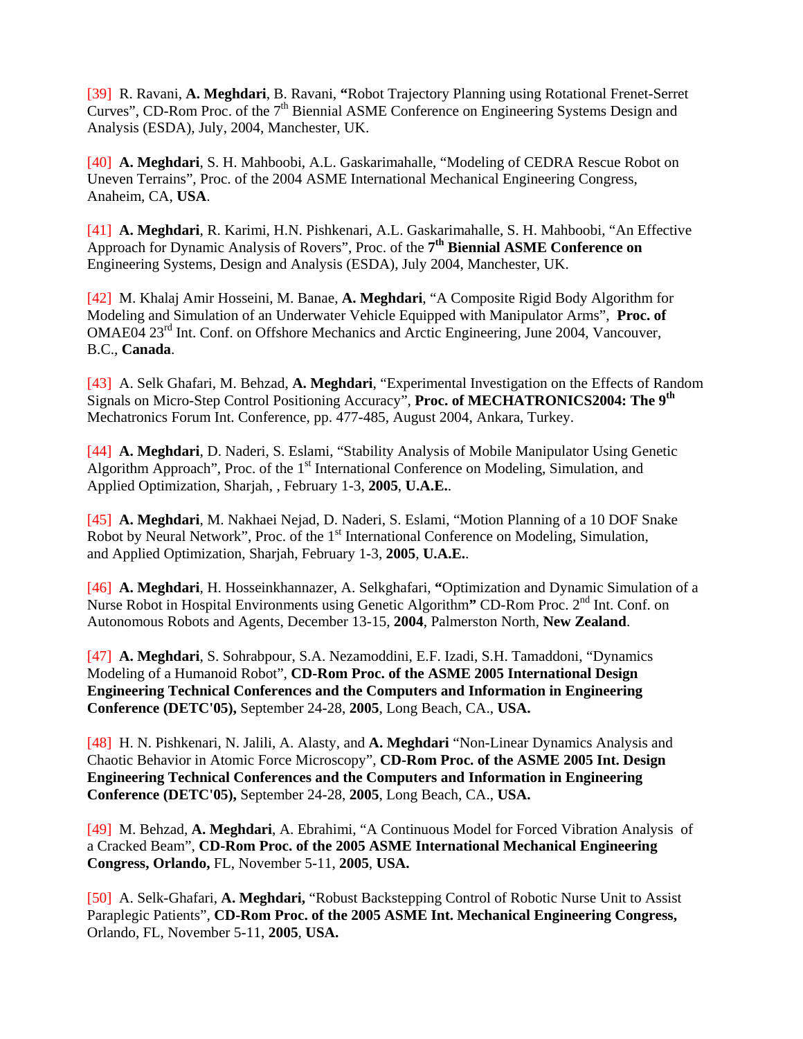[39] R. Ravani, **A. Meghdari**, B. Ravani, **"**Robot Trajectory Planning using Rotational Frenet-Serret Curves", CD-Rom Proc. of the 7th Biennial ASME Conference on Engineering Systems Design and Analysis (ESDA), July, 2004, Manchester, UK.

[40] **A. Meghdari**, S. H. Mahboobi, A.L. Gaskarimahalle, "Modeling of CEDRA Rescue Robot on Uneven Terrains", Proc. of the 2004 ASME International Mechanical Engineering Congress, Anaheim, CA, **USA**.

[41] **A. Meghdari**, R. Karimi, H.N. Pishkenari, A.L. Gaskarimahalle, S. H. Mahboobi, "An Effective Approach for Dynamic Analysis of Rovers", Proc. of the **7th Biennial ASME Conference on** Engineering Systems, Design and Analysis (ESDA), July 2004, Manchester, UK.

[42] M. Khalaj Amir Hosseini, M. Banae, **A. Meghdari**, "A Composite Rigid Body Algorithm for Modeling and Simulation of an Underwater Vehicle Equipped with Manipulator Arms", **Proc. of** OMAE04 23rd Int. Conf. on Offshore Mechanics and Arctic Engineering, June 2004, Vancouver, B.C., **Canada**.

[43] A. Selk Ghafari, M. Behzad, **A. Meghdari**, "Experimental Investigation on the Effects of Random Signals on Micro-Step Control Positioning Accuracy", **Proc. of MECHATRONICS2004: The 9th** Mechatronics Forum Int. Conference, pp. 477-485, August 2004, Ankara, Turkey.

[44] **A. Meghdari**, D. Naderi, S. Eslami, "Stability Analysis of Mobile Manipulator Using Genetic Algorithm Approach", Proc. of the 1st International Conference on Modeling, Simulation, and Applied Optimization, Sharjah, , February 1-3, **2005**, **U.A.E.**.

[45] **A. Meghdari**, M. Nakhaei Nejad, D. Naderi, S. Eslami, "Motion Planning of a 10 DOF Snake Robot by Neural Network", Proc. of the 1st International Conference on Modeling, Simulation, and Applied Optimization, Sharjah, February 1-3, **2005**, **U.A.E.**.

[46] **A. Meghdari**, H. Hosseinkhannazer, A. Selkghafari, **"**Optimization and Dynamic Simulation of a Nurse Robot in Hospital Environments using Genetic Algorithm**"** CD-Rom Proc. 2nd Int. Conf. on Autonomous Robots and Agents, December 13-15, **2004**, Palmerston North, **New Zealand**.

[47] **A. Meghdari**, S. Sohrabpour, S.A. Nezamoddini, E.F. Izadi, S.H. Tamaddoni, "Dynamics Modeling of a Humanoid Robot", **CD-Rom Proc. of the ASME 2005 International Design Engineering Technical Conferences and the Computers and Information in Engineering Conference (DETC'05),** September 24-28, **2005**, Long Beach, CA., **USA.**

[48] H. N. Pishkenari, N. Jalili, A. Alasty, and **A. Meghdari** "Non-Linear Dynamics Analysis and Chaotic Behavior in Atomic Force Microscopy", **CD-Rom Proc. of the ASME 2005 Int. Design Engineering Technical Conferences and the Computers and Information in Engineering Conference (DETC'05),** September 24-28, **2005**, Long Beach, CA., **USA.**

[49] M. Behzad, **A. Meghdari**, A. Ebrahimi, "A Continuous Model for Forced Vibration Analysis of a Cracked Beam", **CD-Rom Proc. of the 2005 ASME International Mechanical Engineering Congress, Orlando,** FL, November 5-11, **2005**, **USA.**

[50] A. Selk-Ghafari, **A. Meghdari,** "Robust Backstepping Control of Robotic Nurse Unit to Assist Paraplegic Patients", **CD-Rom Proc. of the 2005 ASME Int. Mechanical Engineering Congress,** Orlando, FL, November 5-11, **2005**, **USA.**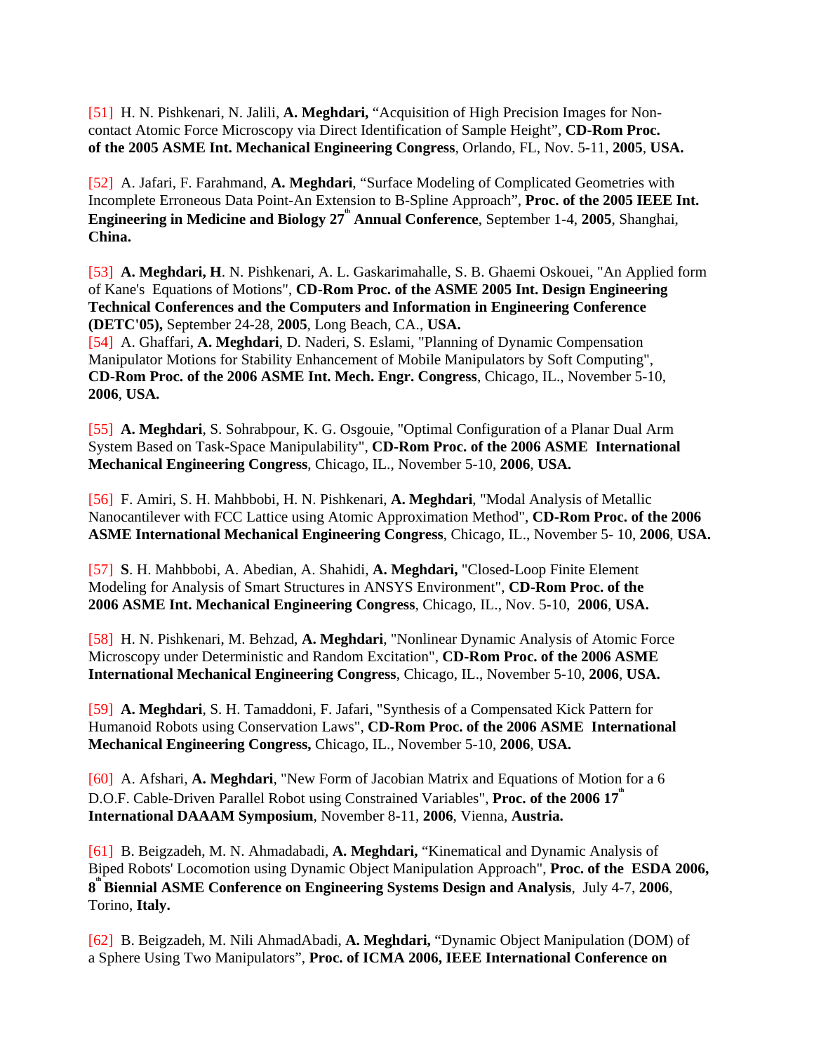[51] H. N. Pishkenari, N. Jalili, **A. Meghdari,** “Acquisition of High Precision Images for Non-contact Atomic Force Microscopy via Direct Identification of Sample Height”, **CD-Rom Proc. of the 2005 ASME Int. Mechanical Engineering Congress**, Orlando, FL, Nov. 5-11, **2005**, **USA.**

[52] A. Jafari, F. Farahmand, **A. Meghdari**, “Surface Modeling of Complicated Geometries with Incomplete Erroneous Data Point-An Extension to B-Spline Approach”, **Proc. of the 2005 IEEE Int. Engineering in Medicine and Biology 27th Annual Conference**, September 1-4, **2005**, Shanghai, **China.**

[53] **A. Meghdari, H**. N. Pishkenari, A. L. Gaskarimahalle, S. B. Ghaemi Oskouei, "An Applied form of Kane's Equations of Motions", **CD-Rom Proc. of the ASME 2005 Int. Design Engineering Technical Conferences and the Computers and Information in Engineering Conference (DETC'05),** September 24-28, **2005**, Long Beach, CA., **USA.**

[54] A. Ghaffari, **A. Meghdari**, D. Naderi, S. Eslami, "Planning of Dynamic Compensation Manipulator Motions for Stability Enhancement of Mobile Manipulators by Soft Computing", **CD-Rom Proc. of the 2006 ASME Int. Mech. Engr. Congress**, Chicago, IL., November 5-10, **2006**, **USA.**

[55] **A. Meghdari**, S. Sohrabpour, K. G. Osgouie, "Optimal Configuration of a Planar Dual Arm System Based on Task-Space Manipulability", **CD-Rom Proc. of the 2006 ASME International Mechanical Engineering Congress**, Chicago, IL., November 5-10, **2006**, **USA.**

[56] F. Amiri, S. H. Mahbbobi, H. N. Pishkenari, **A. Meghdari**, "Modal Analysis of Metallic Nanocantilever with FCC Lattice using Atomic Approximation Method", **CD-Rom Proc. of the 2006 ASME International Mechanical Engineering Congress**, Chicago, IL., November 5- 10, **2006**, **USA.**

[57] **S**. H. Mahbbobi, A. Abedian, A. Shahidi, **A. Meghdari,** "Closed-Loop Finite Element Modeling for Analysis of Smart Structures in ANSYS Environment", **CD-Rom Proc. of the 2006 ASME Int. Mechanical Engineering Congress**, Chicago, IL., Nov. 5-10, **2006**, **USA.**

[58] H. N. Pishkenari, M. Behzad, **A. Meghdari**, "Nonlinear Dynamic Analysis of Atomic Force Microscopy under Deterministic and Random Excitation", **CD-Rom Proc. of the 2006 ASME International Mechanical Engineering Congress**, Chicago, IL., November 5-10, **2006**, **USA.**

[59] **A. Meghdari**, S. H. Tamaddoni, F. Jafari, "Synthesis of a Compensated Kick Pattern for Humanoid Robots using Conservation Laws", **CD-Rom Proc. of the 2006 ASME International Mechanical Engineering Congress,** Chicago, IL., November 5-10, **2006**, **USA.**

[60] A. Afshari, **A. Meghdari**, "New Form of Jacobian Matrix and Equations of Motion for a 6 D.O.F. Cable-Driven Parallel Robot using Constrained Variables", **Proc. of the 2006 17th International DAAAM Symposium**, November 8-11, **2006**, Vienna, **Austria.**

[61] B. Beigzadeh, M. N. Ahmadabadi, **A. Meghdari,** “Kinematical and Dynamic Analysis of Biped Robots' Locomotion using Dynamic Object Manipulation Approach", **Proc. of the ESDA 2006, 8th Biennial ASME Conference on Engineering Systems Design and Analysis**, July 4-7, **2006**, Torino, **Italy.**

[62] B. Beigzadeh, M. Nili AhmadAbadi, **A. Meghdari,** “Dynamic Object Manipulation (DOM) of a Sphere Using Two Manipulators”, **Proc. of ICMA 2006, IEEE International Conference on**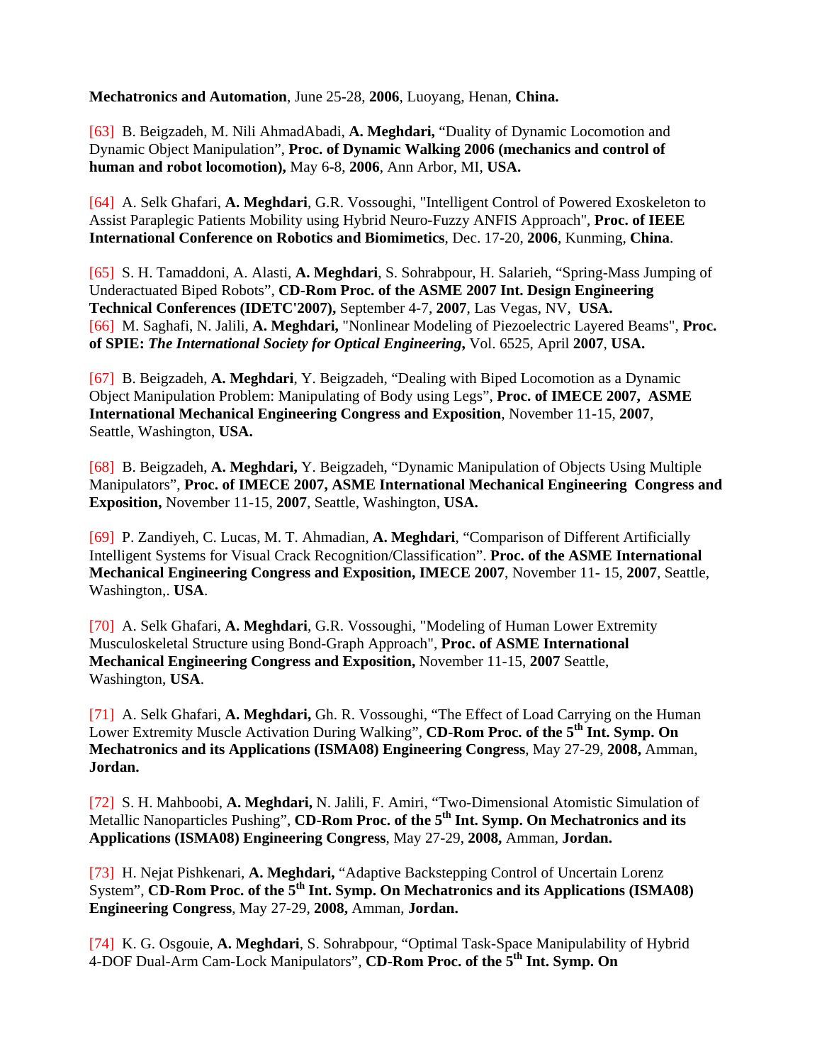**Mechatronics and Automation**, June 25-28, **2006**, Luoyang, Henan, **China.**

[63] B. Beigzadeh, M. Nili AhmadAbadi, **A. Meghdari,** "Duality of Dynamic Locomotion and Dynamic Object Manipulation", **Proc. of Dynamic Walking 2006 (mechanics and control of human and robot locomotion),** May 6-8, **2006**, Ann Arbor, MI, **USA.**

[64] A. Selk Ghafari, **A. Meghdari**, G.R. Vossoughi, "Intelligent Control of Powered Exoskeleton to Assist Paraplegic Patients Mobility using Hybrid Neuro-Fuzzy ANFIS Approach", **Proc. of IEEE International Conference on Robotics and Biomimetics**, Dec. 17-20, **2006**, Kunming, **China**.

[65] S. H. Tamaddoni, A. Alasti, **A. Meghdari**, S. Sohrabpour, H. Salarieh, "Spring-Mass Jumping of Underactuated Biped Robots", **CD-Rom Proc. of the ASME 2007 Int. Design Engineering Technical Conferences (IDETC'2007),** September 4-7, **2007**, Las Vegas, NV, **USA.**

[66] M. Saghafi, N. Jalili, **A. Meghdari,** "Nonlinear Modeling of Piezoelectric Layered Beams", **Proc. of SPIE:** ***The International Society for Optical Engineering*, **Vol. 6525, April **2007**, **USA.**

[67] B. Beigzadeh, **A. Meghdari**, Y. Beigzadeh, "Dealing with Biped Locomotion as a Dynamic Object Manipulation Problem: Manipulating of Body using Legs", **Proc. of IMECE 2007, ASME International Mechanical Engineering Congress and Exposition**, November 11-15, **2007**, Seattle, Washington, **USA.**

[68] B. Beigzadeh, **A. Meghdari,** Y. Beigzadeh, "Dynamic Manipulation of Objects Using Multiple Manipulators", **Proc. of IMECE 2007, ASME International Mechanical Engineering Congress and Exposition,** November 11-15, **2007**, Seattle, Washington, **USA.**

[69] P. Zandiyeh, C. Lucas, M. T. Ahmadian, **A. Meghdari**, "Comparison of Different Artificially Intelligent Systems for Visual Crack Recognition/Classification". **Proc. of the ASME International Mechanical Engineering Congress and Exposition, IMECE 2007**, November 11- 15, **2007**, Seattle, Washington,. **USA**.

[70] A. Selk Ghafari, **A. Meghdari**, G.R. Vossoughi, "Modeling of Human Lower Extremity Musculoskeletal Structure using Bond-Graph Approach", **Proc. of ASME International Mechanical Engineering Congress and Exposition,** November 11-15, **2007** Seattle, Washington, **USA**.

[71] A. Selk Ghafari, **A. Meghdari,** Gh. R. Vossoughi, "The Effect of Load Carrying on the Human Lower Extremity Muscle Activation During Walking", **CD-Rom Proc. of the 5th Int. Symp. On Mechatronics and its Applications (ISMA08) Engineering Congress**, May 27-29, **2008,** Amman, **Jordan.**

[72] S. H. Mahboobi, **A. Meghdari,** N. Jalili, F. Amiri, "Two-Dimensional Atomistic Simulation of Metallic Nanoparticles Pushing", **CD-Rom Proc. of the 5th Int. Symp. On Mechatronics and its Applications (ISMA08) Engineering Congress**, May 27-29, **2008,** Amman, **Jordan.**

[73] H. Nejat Pishkenari, **A. Meghdari,** "Adaptive Backstepping Control of Uncertain Lorenz System", **CD-Rom Proc. of the 5th Int. Symp. On Mechatronics and its Applications (ISMA08) Engineering Congress**, May 27-29, **2008,** Amman, **Jordan.**

[74] K. G. Osgouie, **A. Meghdari**, S. Sohrabpour, "Optimal Task-Space Manipulability of Hybrid 4-DOF Dual-Arm Cam-Lock Manipulators", **CD-Rom Proc. of the 5th Int. Symp. On**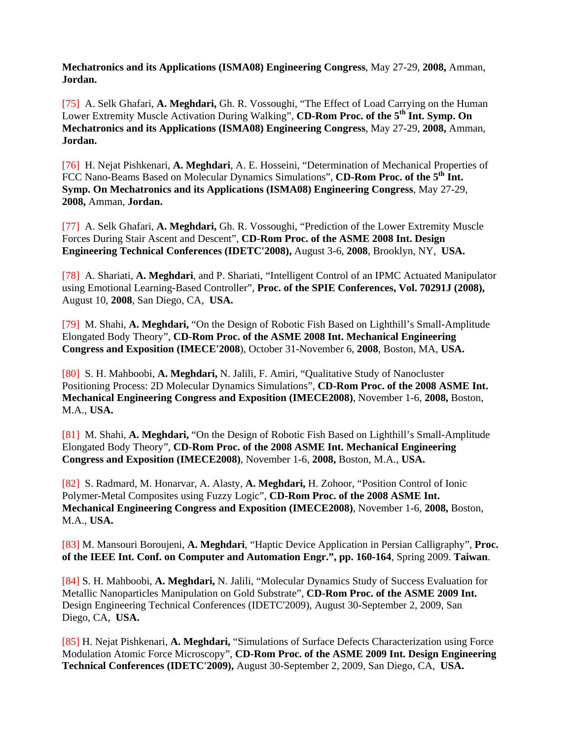**Mechatronics and its Applications (ISMA08) Engineering Congress**, May 27-29, **2008,** Amman, **Jordan.**

[75] A. Selk Ghafari, **A. Meghdari,** Gh. R. Vossoughi, "The Effect of Load Carrying on the Human Lower Extremity Muscle Activation During Walking", **CD-Rom Proc. of the 5th Int. Symp. On Mechatronics and its Applications (ISMA08) Engineering Congress**, May 27-29, **2008,** Amman, **Jordan.**

[76] H. Nejat Pishkenari, **A. Meghdari**, A. E. Hosseini, "Determination of Mechanical Properties of FCC Nano-Beams Based on Molecular Dynamics Simulations", **CD-Rom Proc. of the 5th Int. Symp. On Mechatronics and its Applications (ISMA08) Engineering Congress**, May 27-29, **2008,** Amman, **Jordan.**

[77] A. Selk Ghafari, **A. Meghdari,** Gh. R. Vossoughi, "Prediction of the Lower Extremity Muscle Forces During Stair Ascent and Descent", **CD-Rom Proc. of the ASME 2008 Int. Design Engineering Technical Conferences (IDETC'2008),** August 3-6, **2008**, Brooklyn, NY, **USA.**

[78] A. Shariati, **A. Meghdari**, and P. Shariati, "Intelligent Control of an IPMC Actuated Manipulator using Emotional Learning-Based Controller", **Proc. of the SPIE Conferences, Vol. 70291J (2008),** August 10, **2008**, San Diego, CA, **USA.**

[79] M. Shahi, **A. Meghdari,** "On the Design of Robotic Fish Based on Lighthill's Small-Amplitude Elongated Body Theory", **CD-Rom Proc. of the ASME 2008 Int. Mechanical Engineering Congress and Exposition (IMECE'2008**), October 31-November 6, **2008**, Boston, MA, **USA.**

[80] S. H. Mahboobi, **A. Meghdari,** N. Jalili, F. Amiri, "Qualitative Study of Nanocluster Positioning Process: 2D Molecular Dynamics Simulations", **CD-Rom Proc. of the 2008 ASME Int. Mechanical Engineering Congress and Exposition (IMECE2008)**, November 1-6, **2008,** Boston, M.A., **USA.**

[81] M. Shahi, **A. Meghdari,** "On the Design of Robotic Fish Based on Lighthill's Small-Amplitude Elongated Body Theory", **CD-Rom Proc. of the 2008 ASME Int. Mechanical Engineering Congress and Exposition (IMECE2008)**, November 1-6, **2008,** Boston, M.A., **USA.**

[82] S. Radmard, M. Honarvar, A. Alasty, **A. Meghdari,** H. Zohoor, "Position Control of Ionic Polymer-Metal Composites using Fuzzy Logic", **CD-Rom Proc. of the 2008 ASME Int. Mechanical Engineering Congress and Exposition (IMECE2008)**, November 1-6, **2008,** Boston, M.A., **USA.**

[83] M. Mansouri Boroujeni, **A. Meghdari**, "Haptic Device Application in Persian Calligraphy", **Proc. of the IEEE Int. Conf. on Computer and Automation Engr.", pp. 160-164**, Spring 2009. **Taiwan**.

[84] S. H. Mahboobi, **A. Meghdari,** N. Jalili, "Molecular Dynamics Study of Success Evaluation for Metallic Nanoparticles Manipulation on Gold Substrate", **CD-Rom Proc. of the ASME 2009 Int.** Design Engineering Technical Conferences (IDETC'2009), August 30-September 2, 2009, San Diego, CA, **USA.**

[85] H. Nejat Pishkenari, **A. Meghdari,** "Simulations of Surface Defects Characterization using Force Modulation Atomic Force Microscopy", **CD-Rom Proc. of the ASME 2009 Int. Design Engineering Technical Conferences (IDETC'2009),** August 30-September 2, 2009, San Diego, CA, **USA.**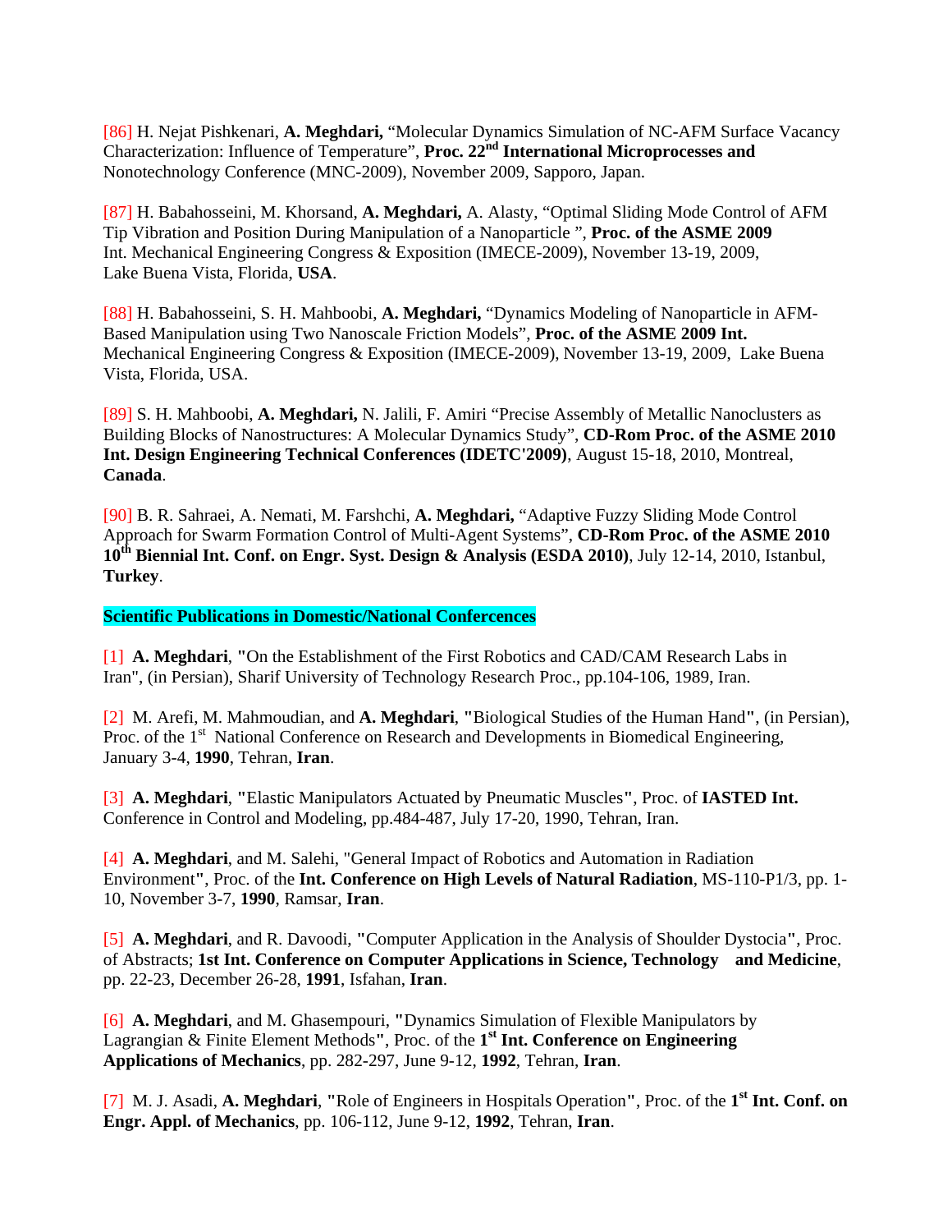[86] H. Nejat Pishkenari, **A. Meghdari,** “Molecular Dynamics Simulation of NC-AFM Surface Vacancy Characterization: Influence of Temperature”, **Proc. 22nd International Microprocesses and** Nonotechnology Conference (MNC-2009), November 2009, Sapporo, Japan.

[87] H. Babahosseini, M. Khorsand, **A. Meghdari,** A. Alasty, “Optimal Sliding Mode Control of AFM Tip Vibration and Position During Manipulation of a Nanoparticle ”, **Proc. of the ASME 2009** Int. Mechanical Engineering Congress & Exposition (IMECE-2009), November 13-19, 2009, Lake Buena Vista, Florida, **USA**.

[88] H. Babahosseini, S. H. Mahboobi, **A. Meghdari,** “Dynamics Modeling of Nanoparticle in AFM-Based Manipulation using Two Nanoscale Friction Models”, **Proc. of the ASME 2009 Int.** Mechanical Engineering Congress & Exposition (IMECE-2009), November 13-19, 2009, Lake Buena Vista, Florida, USA.

[89] S. H. Mahboobi, **A. Meghdari,** N. Jalili, F. Amiri “Precise Assembly of Metallic Nanoclusters as Building Blocks of Nanostructures: A Molecular Dynamics Study”, **CD-Rom Proc. of the ASME 2010 Int. Design Engineering Technical Conferences (IDETC'2009)**, August 15-18, 2010, Montreal, **Canada**.

[90] B. R. Sahraei, A. Nemati, M. Farshchi, **A. Meghdari,** “Adaptive Fuzzy Sliding Mode Control Approach for Swarm Formation Control of Multi-Agent Systems”, **CD-Rom Proc. of the ASME 2010 10th Biennial Int. Conf. on Engr. Syst. Design & Analysis (ESDA 2010)**, July 12-14, 2010, Istanbul, **Turkey**.

**Scientific Publications in Domestic/National Confercences**

[1] **A. Meghdari**, **"**On the Establishment of the First Robotics and CAD/CAM Research Labs in Iran", (in Persian), Sharif University of Technology Research Proc., pp.104-106, 1989, Iran.

[2] M. Arefi, M. Mahmoudian, and **A. Meghdari**, **"**Biological Studies of the Human Hand**"**, (in Persian), Proc. of the 1st National Conference on Research and Developments in Biomedical Engineering, January 3-4, **1990**, Tehran, **Iran**.

[3] **A. Meghdari**, **"**Elastic Manipulators Actuated by Pneumatic Muscles**"**, Proc. of **IASTED Int.** Conference in Control and Modeling, pp.484-487, July 17-20, 1990, Tehran, Iran.

[4] **A. Meghdari**, and M. Salehi, "General Impact of Robotics and Automation in Radiation Environment**"**, Proc. of the **Int. Conference on High Levels of Natural Radiation**, MS-110-P1/3, pp. 1-10, November 3-7, **1990**, Ramsar, **Iran**.

[5] **A. Meghdari**, and R. Davoodi, **"**Computer Application in the Analysis of Shoulder Dystocia**"**, Proc. of Abstracts; **1st Int. Conference on Computer Applications in Science, Technology and Medicine**, pp. 22-23, December 26-28, **1991**, Isfahan, **Iran**.

[6] **A. Meghdari**, and M. Ghasempouri, **"**Dynamics Simulation of Flexible Manipulators by Lagrangian & Finite Element Methods**"**, Proc. of the **1st Int. Conference on Engineering Applications of Mechanics**, pp. 282-297, June 9-12, **1992**, Tehran, **Iran**.

[7] M. J. Asadi, **A. Meghdari**, **"**Role of Engineers in Hospitals Operation**"**, Proc. of the **1st Int. Conf. on Engr. Appl. of Mechanics**, pp. 106-112, June 9-12, **1992**, Tehran, **Iran**.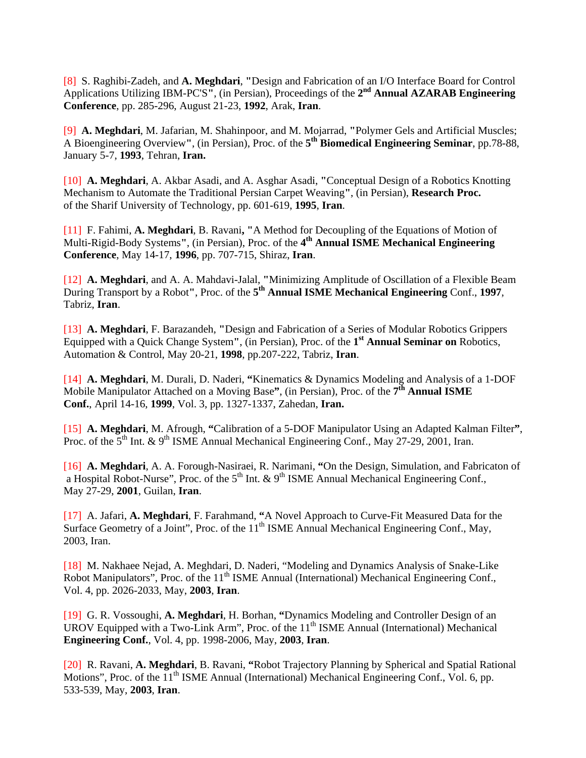[8] S. Raghibi-Zadeh, and **A. Meghdari**, "Design and Fabrication of an I/O Interface Board for Control Applications Utilizing IBM-PC'S", (in Persian), Proceedings of the **2nd Annual AZARAB Engineering Conference**, pp. 285-296, August 21-23, **1992**, Arak, **Iran**.

[9] **A. Meghdari**, M. Jafarian, M. Shahinpoor, and M. Mojarrad, "Polymer Gels and Artificial Muscles; A Bioengineering Overview", (in Persian), Proc. of the **5th Biomedical Engineering Seminar**, pp.78-88, January 5-7, **1993**, Tehran, **Iran.**

[10] **A. Meghdari**, A. Akbar Asadi, and A. Asghar Asadi, "Conceptual Design of a Robotics Knotting Mechanism to Automate the Traditional Persian Carpet Weaving", (in Persian), **Research Proc.** of the Sharif University of Technology, pp. 601-619, **1995**, **Iran**.

[11] F. Fahimi, **A. Meghdari**, B. Ravani**,** "A Method for Decoupling of the Equations of Motion of Multi-Rigid-Body Systems", (in Persian), Proc. of the **4th Annual ISME Mechanical Engineering Conference**, May 14-17, **1996**, pp. 707-715, Shiraz, **Iran**.

[12] **A. Meghdari**, and A. A. Mahdavi-Jalal, "Minimizing Amplitude of Oscillation of a Flexible Beam During Transport by a Robot", Proc. of the **5th Annual ISME Mechanical Engineering** Conf., **1997**, Tabriz, **Iran**.

[13] **A. Meghdari**, F. Barazandeh, "Design and Fabrication of a Series of Modular Robotics Grippers Equipped with a Quick Change System", (in Persian), Proc. of the **1st Annual Seminar on** Robotics, Automation & Control, May 20-21, **1998**, pp.207-222, Tabriz, **Iran**.

[14] **A. Meghdari**, M. Durali, D. Naderi, **"**Kinematics & Dynamics Modeling and Analysis of a 1-DOF Mobile Manipulator Attached on a Moving Base**"**, (in Persian), Proc. of the **7th Annual ISME Conf.**, April 14-16, **1999**, Vol. 3, pp. 1327-1337, Zahedan, **Iran.**

[15] **A. Meghdari**, M. Afrough, **"**Calibration of a 5-DOF Manipulator Using an Adapted Kalman Filter**"**, Proc. of the 5th Int. & 9th ISME Annual Mechanical Engineering Conf., May 27-29, 2001, Iran.

[16] **A. Meghdari**, A. A. Forough-Nasiraei, R. Narimani, **"**On the Design, Simulation, and Fabricaton of a Hospital Robot-Nurse", Proc. of the 5th Int. & 9th ISME Annual Mechanical Engineering Conf., May 27-29, **2001**, Guilan, **Iran**.

[17] A. Jafari, **A. Meghdari**, F. Farahmand, **"**A Novel Approach to Curve-Fit Measured Data for the Surface Geometry of a Joint", Proc. of the 11th ISME Annual Mechanical Engineering Conf., May, 2003, Iran.

[18] M. Nakhaee Nejad, A. Meghdari, D. Naderi, "Modeling and Dynamics Analysis of Snake-Like Robot Manipulators", Proc. of the 11th ISME Annual (International) Mechanical Engineering Conf., Vol. 4, pp. 2026-2033, May, **2003**, **Iran**.

[19] G. R. Vossoughi, **A. Meghdari**, H. Borhan, **"**Dynamics Modeling and Controller Design of an UROV Equipped with a Two-Link Arm", Proc. of the 11th ISME Annual (International) Mechanical **Engineering Conf.**, Vol. 4, pp. 1998-2006, May, **2003**, **Iran**.

[20] R. Ravani, **A. Meghdari**, B. Ravani, **"**Robot Trajectory Planning by Spherical and Spatial Rational Motions", Proc. of the 11th ISME Annual (International) Mechanical Engineering Conf., Vol. 6, pp. 533-539, May, **2003**, **Iran**.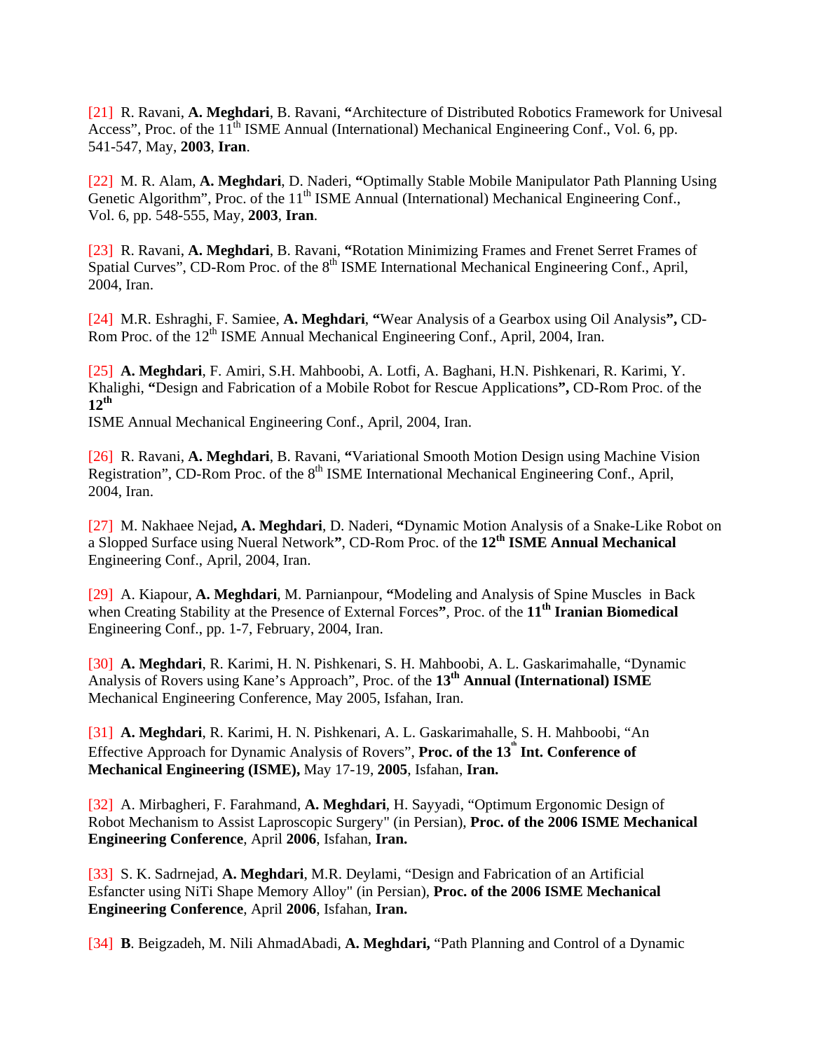[21] R. Ravani, **A. Meghdari**, B. Ravani, **"**Architecture of Distributed Robotics Framework for Univesal Access", Proc. of the 11th ISME Annual (International) Mechanical Engineering Conf., Vol. 6, pp. 541-547, May, **2003**, **Iran**.

[22] M. R. Alam, **A. Meghdari**, D. Naderi, **"**Optimally Stable Mobile Manipulator Path Planning Using Genetic Algorithm", Proc. of the 11th ISME Annual (International) Mechanical Engineering Conf., Vol. 6, pp. 548-555, May, **2003**, **Iran**.

[23] R. Ravani, **A. Meghdari**, B. Ravani, **"**Rotation Minimizing Frames and Frenet Serret Frames of Spatial Curves", CD-Rom Proc. of the 8th ISME International Mechanical Engineering Conf., April, 2004, Iran.

[24] M.R. Eshraghi, F. Samiee, **A. Meghdari**, **"**Wear Analysis of a Gearbox using Oil Analysis**",** CD-Rom Proc. of the 12th ISME Annual Mechanical Engineering Conf., April, 2004, Iran.

[25] **A. Meghdari**, F. Amiri, S.H. Mahboobi, A. Lotfi, A. Baghani, H.N. Pishkenari, R. Karimi, Y. Khalighi, **"**Design and Fabrication of a Mobile Robot for Rescue Applications**",** CD-Rom Proc. of the **12th** ISME Annual Mechanical Engineering Conf., April, 2004, Iran.

[26] R. Ravani, **A. Meghdari**, B. Ravani, **"**Variational Smooth Motion Design using Machine Vision Registration", CD-Rom Proc. of the 8th ISME International Mechanical Engineering Conf., April, 2004, Iran.

[27] M. Nakhaee Nejad**, A. Meghdari**, D. Naderi, **"**Dynamic Motion Analysis of a Snake-Like Robot on a Slopped Surface using Nueral Network**"**, CD-Rom Proc. of the **12th ISME Annual Mechanical** Engineering Conf., April, 2004, Iran.

[29] A. Kiapour, **A. Meghdari**, M. Parnianpour, **"**Modeling and Analysis of Spine Muscles in Back when Creating Stability at the Presence of External Forces**"**, Proc. of the **11th Iranian Biomedical** Engineering Conf., pp. 1-7, February, 2004, Iran.

[30] **A. Meghdari**, R. Karimi, H. N. Pishkenari, S. H. Mahboobi, A. L. Gaskarimahalle, "Dynamic Analysis of Rovers using Kane's Approach", Proc. of the **13th Annual (International) ISME** Mechanical Engineering Conference, May 2005, Isfahan, Iran.

[31] **A. Meghdari**, R. Karimi, H. N. Pishkenari, A. L. Gaskarimahalle, S. H. Mahboobi, "An Effective Approach for Dynamic Analysis of Rovers", **Proc. of the 13th Int. Conference of Mechanical Engineering (ISME),** May 17-19, **2005**, Isfahan, **Iran.**

[32] A. Mirbagheri, F. Farahmand, **A. Meghdari**, H. Sayyadi, "Optimum Ergonomic Design of Robot Mechanism to Assist Laproscopic Surgery" (in Persian), **Proc. of the 2006 ISME Mechanical Engineering Conference**, April **2006**, Isfahan, **Iran.**

[33] S. K. Sadrnejad, **A. Meghdari**, M.R. Deylami, "Design and Fabrication of an Artificial Esfancter using NiTi Shape Memory Alloy" (in Persian), **Proc. of the 2006 ISME Mechanical Engineering Conference**, April **2006**, Isfahan, **Iran.**

[34] **B**. Beigzadeh, M. Nili AhmadAbadi, **A. Meghdari,** "Path Planning and Control of a Dynamic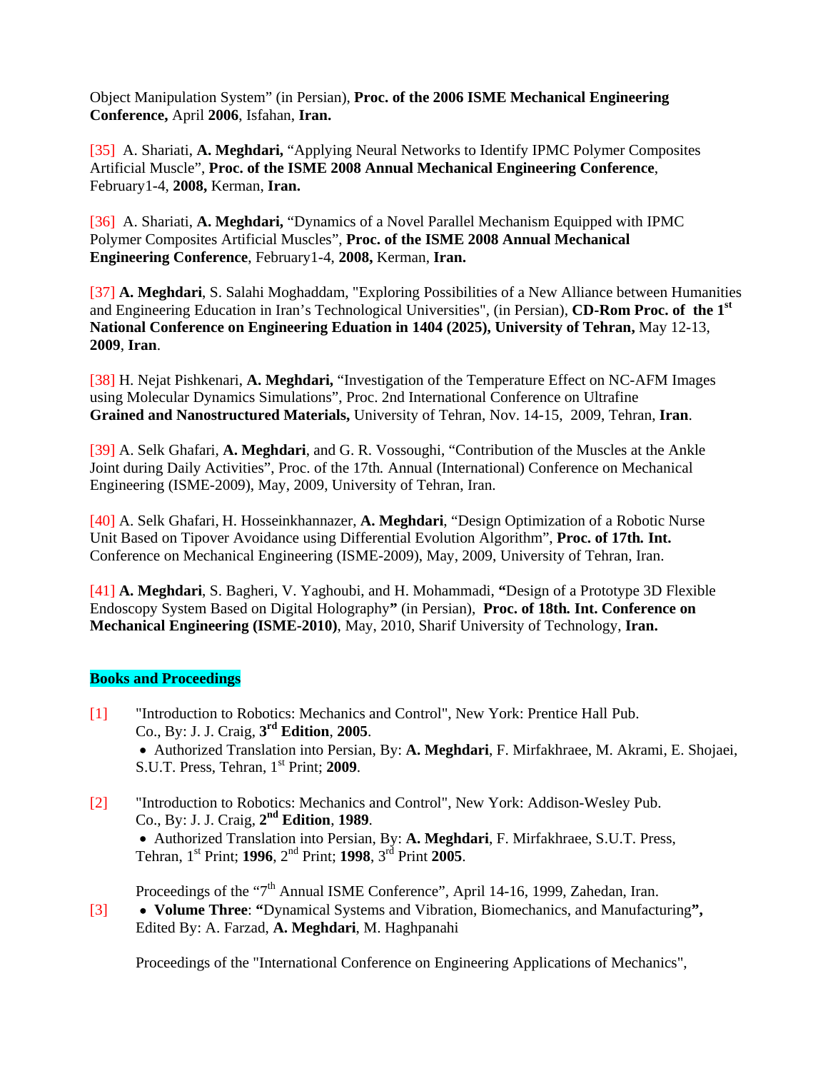Object Manipulation System" (in Persian), **Proc. of the 2006 ISME Mechanical Engineering Conference,** April **2006**, Isfahan, **Iran.**

[35] A. Shariati, **A. Meghdari,** "Applying Neural Networks to Identify IPMC Polymer Composites Artificial Muscle", **Proc. of the ISME 2008 Annual Mechanical Engineering Conference**, February1-4, **2008,** Kerman, **Iran.**

[36] A. Shariati, **A. Meghdari,** "Dynamics of a Novel Parallel Mechanism Equipped with IPMC Polymer Composites Artificial Muscles", **Proc. of the ISME 2008 Annual Mechanical Engineering Conference**, February1-4, **2008,** Kerman, **Iran.**

[37] **A. Meghdari**, S. Salahi Moghaddam, "Exploring Possibilities of a New Alliance between Humanities and Engineering Education in Iran's Technological Universities", (in Persian), **CD-Rom Proc. of the 1st National Conference on Engineering Eduation in 1404 (2025), University of Tehran,** May 12-13, **2009**, **Iran**.

[38] H. Nejat Pishkenari, **A. Meghdari,** "Investigation of the Temperature Effect on NC-AFM Images using Molecular Dynamics Simulations", Proc. 2nd International Conference on Ultrafine **Grained and Nanostructured Materials,** University of Tehran, Nov. 14-15, 2009, Tehran, **Iran**.

[39] A. Selk Ghafari, **A. Meghdari**, and G. R. Vossoughi, "Contribution of the Muscles at the Ankle Joint during Daily Activities", Proc. of the 17th. Annual (International) Conference on Mechanical Engineering (ISME-2009), May, 2009, University of Tehran, Iran.

[40] A. Selk Ghafari, H. Hosseinkhannazer, **A. Meghdari**, "Design Optimization of a Robotic Nurse Unit Based on Tipover Avoidance using Differential Evolution Algorithm", **Proc. of 17th. Int.** Conference on Mechanical Engineering (ISME-2009), May, 2009, University of Tehran, Iran.

[41] **A. Meghdari**, S. Bagheri, V. Yaghoubi, and H. Mohammadi, **"**Design of a Prototype 3D Flexible Endoscopy System Based on Digital Holography**"** (in Persian), **Proc. of 18th. Int. Conference on Mechanical Engineering (ISME-2010)**, May, 2010, Sharif University of Technology, **Iran.**

## Books and Proceedings

[1] "Introduction to Robotics: Mechanics and Control", New York: Prentice Hall Pub. Co., By: J. J. Craig, **3rd Edition**, **2005**.
- Authorized Translation into Persian, By: **A. Meghdari**, F. Mirfakhraee, M. Akrami, E. Shojaei, S.U.T. Press, Tehran, 1st Print; **2009**.

[2] "Introduction to Robotics: Mechanics and Control", New York: Addison-Wesley Pub. Co., By: J. J. Craig, **2nd Edition**, **1989**.
- Authorized Translation into Persian, By: **A. Meghdari**, F. Mirfakhraee, S.U.T. Press, Tehran, 1st Print; **1996**, 2nd Print; **1998**, 3rd Print **2005**.

[3] Proceedings of the "7th Annual ISME Conference", April 14-16, 1999, Zahedan, Iran.
- **Volume Three**: **"**Dynamical Systems and Vibration, Biomechanics, and Manufacturing**",** Edited By: A. Farzad, **A. Meghdari**, M. Haghpanahi

Proceedings of the "International Conference on Engineering Applications of Mechanics",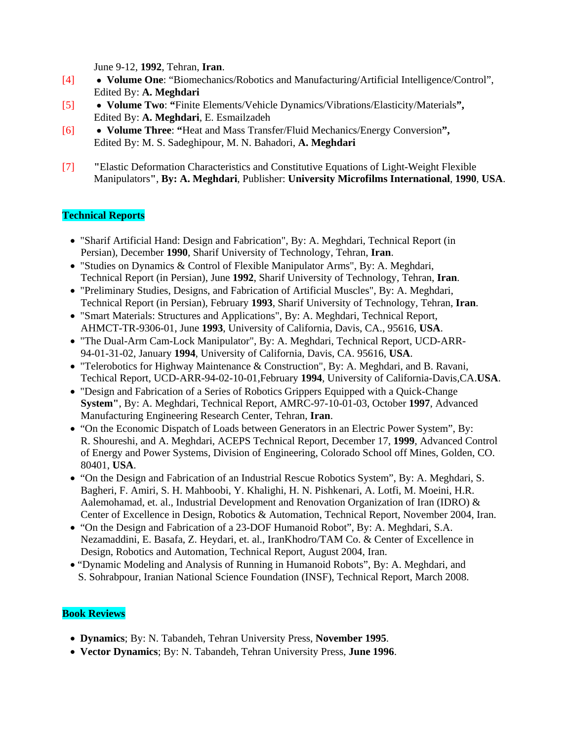June 9-12, **1992**, Tehran, **Iran**.

[4] • **Volume One**: “Biomechanics/Robotics and Manufacturing/Artificial Intelligence/Control”, Edited By: **A. Meghdari**

[5] • **Volume Two**: **“**Finite Elements/Vehicle Dynamics/Vibrations/Elasticity/Materials**”,** Edited By: **A. Meghdari**, E. Esmailzadeh

[6] • **Volume Three**: **“**Heat and Mass Transfer/Fluid Mechanics/Energy Conversion**”,** Edited By: M. S. Sadeghipour, M. N. Bahadori, **A. Meghdari**

[7] **"**Elastic Deformation Characteristics and Constitutive Equations of Light-Weight Flexible Manipulators**"**, **By: A. Meghdari**, Publisher: **University Microfilms International**, **1990**, **USA**.

## Technical Reports

- "Sharif Artificial Hand: Design and Fabrication", By: A. Meghdari, Technical Report (in Persian), December **1990**, Sharif University of Technology, Tehran, **Iran**.
- "Studies on Dynamics & Control of Flexible Manipulator Arms", By: A. Meghdari, Technical Report (in Persian), June **1992**, Sharif University of Technology, Tehran, **Iran**.
- "Preliminary Studies, Designs, and Fabrication of Artificial Muscles", By: A. Meghdari, Technical Report (in Persian), February **1993**, Sharif University of Technology, Tehran, **Iran**.
- "Smart Materials: Structures and Applications", By: A. Meghdari, Technical Report, AHMCT-TR-9306-01, June **1993**, University of California, Davis, CA., 95616, **USA**.
- "The Dual-Arm Cam-Lock Manipulator", By: A. Meghdari, Technical Report, UCD-ARR-94-01-31-02, January **1994**, University of California, Davis, CA. 95616, **USA**.
- "Telerobotics for Highway Maintenance & Construction", By: A. Meghdari, and B. Ravani, Techical Report, UCD-ARR-94-02-10-01,February **1994**, University of California-Davis,CA.**USA**.
- "Design and Fabrication of a Series of Robotics Grippers Equipped with a Quick-Change **System"**, By: A. Meghdari, Technical Report, AMRC-97-10-01-03, October **1997**, Advanced Manufacturing Engineering Research Center, Tehran, **Iran**.
- “On the Economic Dispatch of Loads between Generators in an Electric Power System”, By: R. Shoureshi, and A. Meghdari, ACEPS Technical Report, December 17, **1999**, Advanced Control of Energy and Power Systems, Division of Engineering, Colorado School off Mines, Golden, CO. 80401, **USA**.
- “On the Design and Fabrication of an Industrial Rescue Robotics System”, By: A. Meghdari, S. Bagheri, F. Amiri, S. H. Mahboobi, Y. Khalighi, H. N. Pishkenari, A. Lotfi, M. Moeini, H.R. Aalemohamad, et. al., Industrial Development and Renovation Organization of Iran (IDRO) & Center of Excellence in Design, Robotics & Automation, Technical Report, November 2004, Iran.
- “On the Design and Fabrication of a 23-DOF Humanoid Robot”, By: A. Meghdari, S.A. Nezamaddini, E. Basafa, Z. Heydari, et. al., IranKhodro/TAM Co. & Center of Excellence in Design, Robotics and Automation, Technical Report, August 2004, Iran.
- “Dynamic Modeling and Analysis of Running in Humanoid Robots”, By: A. Meghdari, and S. Sohrabpour, Iranian National Science Foundation (INSF), Technical Report, March 2008.

## Book Reviews

- **Dynamics**; By: N. Tabandeh, Tehran University Press, **November 1995**.
- **Vector Dynamics**; By: N. Tabandeh, Tehran University Press, **June 1996**.